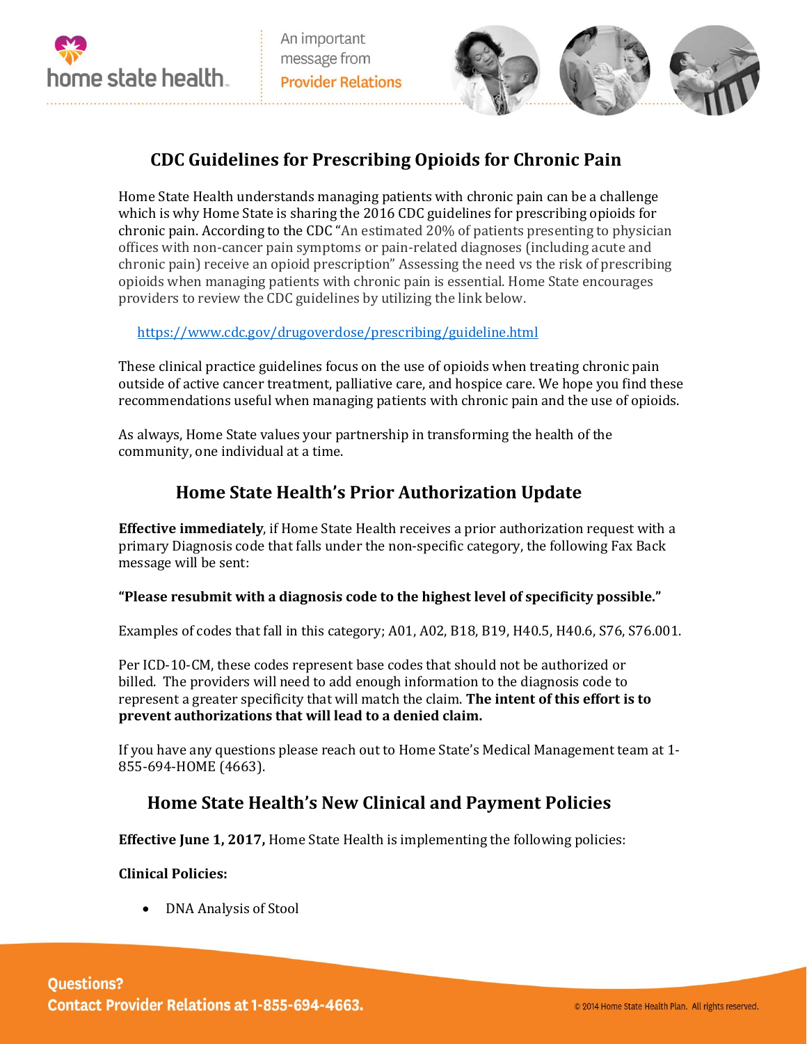## CDC Guidelines for Prescribing Opioids for Chronic Pain

Home State Health understands managing patients with chronic pain can be a challenge which is why Home State is sharing the 2016 CDC guidelines for prescribing opioids for chronic pain. According to the CDC "An estimated 20% of patients presenting to physician offices with non-cancer pain symptoms or pain-related diagnoses (including acute and chronic pain) receive an opioid prescription" Assessing the need vs the risk of prescribing opioids when managing patients with chronic pain is essential. Home State encourages providers to review the CDC guidelines by utilizing the link below.

https://www.cdc.gov/drugoverdose/prescribing/guideline.html

These clinical practice guidelines focus on the use of opioids when treating chronic pain outside of active cancer treatment, palliative care, and hospice care. We hope you find these recommendations useful when managing patients with chronic pain and the use of opioids.

As always, Home State values your partnership in transforming the health of the community, one individual at a time.

## Home State Health's Prior Authorization Update

**Effective immediately**, if Home State Health receives a prior authorization request with a primary Diagnosis code that falls under the non-specific category, the following Fax Back message will be sent:

**"Please resubmit with a diagnosis code to the highest level of specificity possible."**

Examples of codes that fall in this category; A01, A02, B18, B19, H40.5, H40.6, S76, S76.001.

Per ICD-10-CM, these codes represent base codes that should not be authorized or billed. The providers will need to add enough information to the diagnosis code to represent a greater specificity that will match the claim. **The intent of this effort is to prevent authorizations that will lead to a denied claim.**

If you have any questions please reach out to Home State's Medical Management team at 1-855-694-HOME (4663).

## Home State Health's New Clinical and Payment Policies

**Effective June 1, 2017,** Home State Health is implementing the following policies:

**Clinical Policies:**

- DNA Analysis of Stool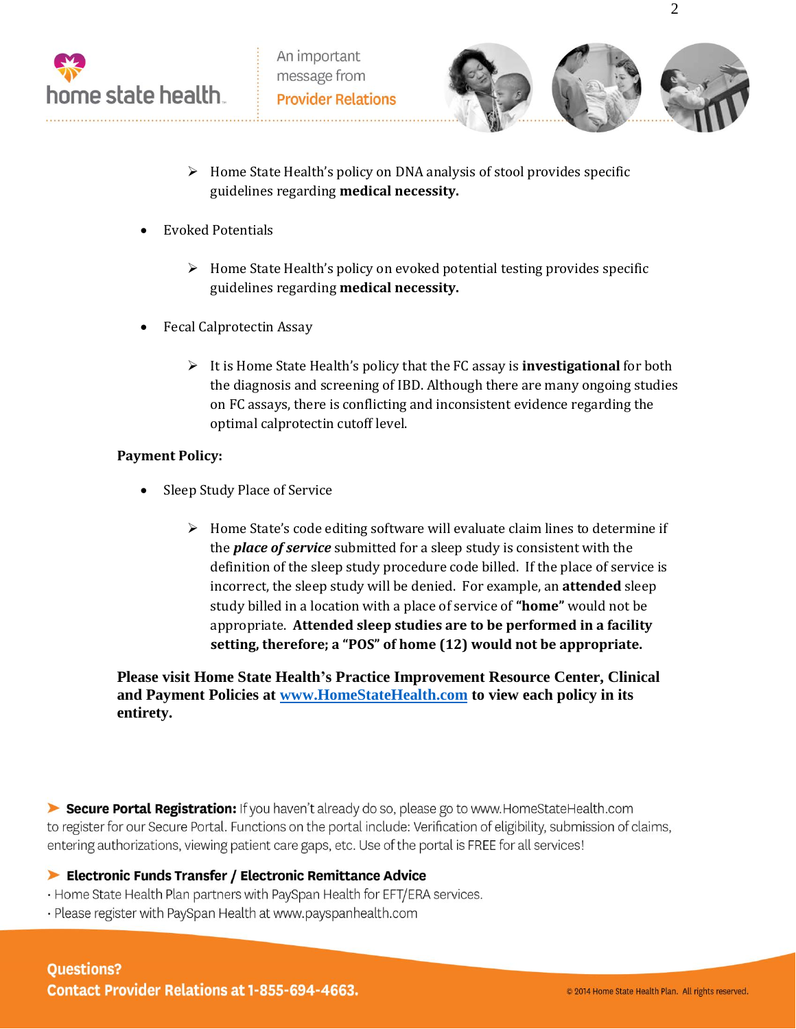- Home State Health's policy on DNA analysis of stool provides specific guidelines regarding **medical necessity.**

- Evoked Potentials

  - Home State Health's policy on evoked potential testing provides specific guidelines regarding **medical necessity.**

- Fecal Calprotectin Assay

  - It is Home State Health's policy that the FC assay is **investigational** for both the diagnosis and screening of IBD. Although there are many ongoing studies on FC assays, there is conflicting and inconsistent evidence regarding the optimal calprotectin cutoff level.

**Payment Policy:**

- Sleep Study Place of Service

  - Home State's code editing software will evaluate claim lines to determine if the ***place of service*** submitted for a sleep study is consistent with the definition of the sleep study procedure code billed. If the place of service is incorrect, the sleep study will be denied. For example, an **attended** sleep study billed in a location with a place of service of **"home"** would not be appropriate. **Attended sleep studies are to be performed in a facility setting, therefore; a "POS" of home (12) would not be appropriate.**

**Please visit Home State Health's Practice Improvement Resource Center, Clinical and Payment Policies at [www.HomeStateHealth.com](http://www.HomeStateHealth.com) to view each policy in its entirety.**

➤ **Secure Portal Registration:** If you haven't already do so, please go to www.HomeStateHealth.com to register for our Secure Portal. Functions on the portal include: Verification of eligibility, submission of claims, entering authorizations, viewing patient care gaps, etc. Use of the portal is FREE for all services!

➤ **Electronic Funds Transfer / Electronic Remittance Advice**

- Home State Health Plan partners with PaySpan Health for EFT/ERA services.
- Please register with PaySpan Health at www.payspanhealth.com

**Questions?**
**Contact Provider Relations at 1-855-694-4663.**

© 2014 Home State Health Plan. All rights reserved.